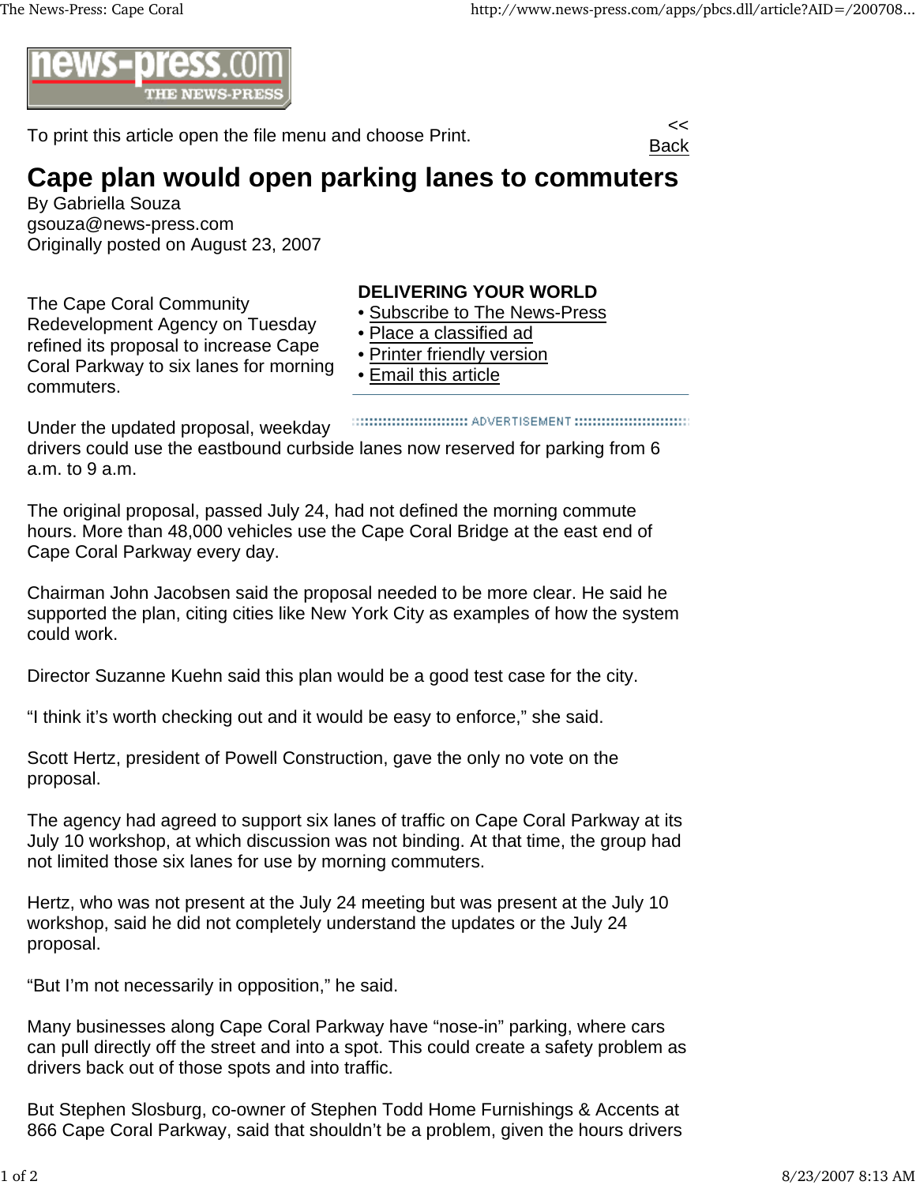news-press.com THE NEWS-PRESS

To print this article open the file menu and choose Print.

<< Back

# Cape plan would open parking lanes to commuters

By Gabriella Souza
gsouza@news-press.com
Originally posted on August 23, 2007

**DELIVERING YOUR WORLD**

- Subscribe to The News-Press
- Place a classified ad
- Printer friendly version
- Email this article

The Cape Coral Community Redevelopment Agency on Tuesday refined its proposal to increase Cape Coral Parkway to six lanes for morning commuters.

Under the updated proposal, weekday drivers could use the eastbound curbside lanes now reserved for parking from 6 a.m. to 9 a.m.

The original proposal, passed July 24, had not defined the morning commute hours. More than 48,000 vehicles use the Cape Coral Bridge at the east end of Cape Coral Parkway every day.

Chairman John Jacobsen said the proposal needed to be more clear. He said he supported the plan, citing cities like New York City as examples of how the system could work.

Director Suzanne Kuehn said this plan would be a good test case for the city.

"I think it's worth checking out and it would be easy to enforce," she said.

Scott Hertz, president of Powell Construction, gave the only no vote on the proposal.

The agency had agreed to support six lanes of traffic on Cape Coral Parkway at its July 10 workshop, at which discussion was not binding. At that time, the group had not limited those six lanes for use by morning commuters.

Hertz, who was not present at the July 24 meeting but was present at the July 10 workshop, said he did not completely understand the updates or the July 24 proposal.

"But I'm not necessarily in opposition," he said.

Many businesses along Cape Coral Parkway have "nose-in" parking, where cars can pull directly off the street and into a spot. This could create a safety problem as drivers back out of those spots and into traffic.

But Stephen Slosburg, co-owner of Stephen Todd Home Furnishings & Accents at 866 Cape Coral Parkway, said that shouldn't be a problem, given the hours drivers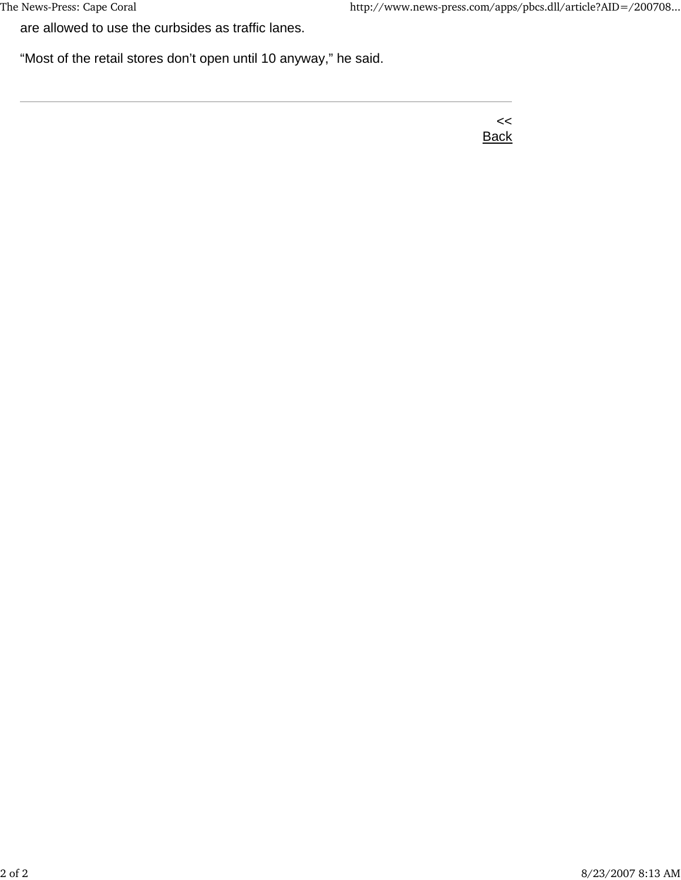are allowed to use the curbsides as traffic lanes.

“Most of the retail stores don’t open until 10 anyway,” he said.

---

<< Back